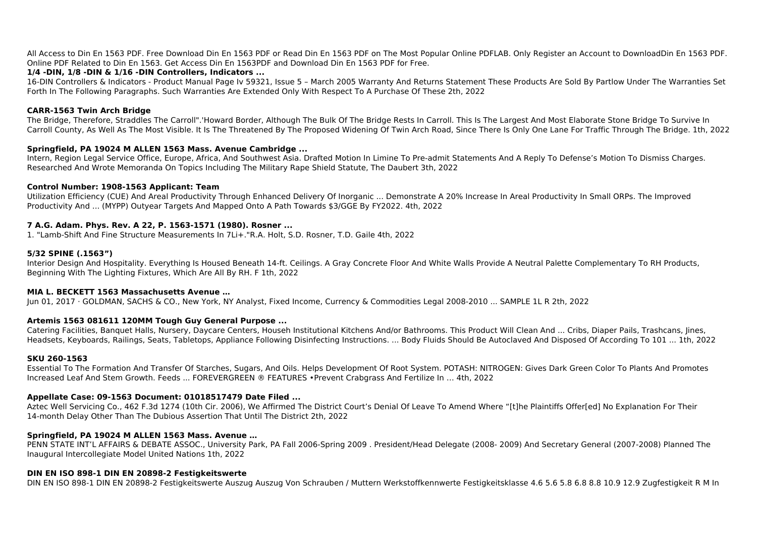All Access to Din En 1563 PDF. Free Download Din En 1563 PDF or Read Din En 1563 PDF on The Most Popular Online PDFLAB. Only Register an Account to DownloadDin En 1563 PDF. Online PDF Related to Din En 1563. Get Access Din En 1563PDF and Download Din En 1563 PDF for Free.

**1/4 -DIN, 1/8 -DIN & 1/16 -DIN Controllers, Indicators ...**

16-DIN Controllers & Indicators - Product Manual Page Iv 59321, Issue 5 – March 2005 Warranty And Returns Statement These Products Are Sold By Partlow Under The Warranties Set Forth In The Following Paragraphs. Such Warranties Are Extended Only With Respect To A Purchase Of These 2th, 2022

**CARR-1563 Twin Arch Bridge**

The Bridge, Therefore, Straddles The Carroll".'Howard Border, Although The Bulk Of The Bridge Rests In Carroll. This Is The Largest And Most Elaborate Stone Bridge To Survive In Carroll County, As Well As The Most Visible. It Is The Threatened By The Proposed Widening Of Twin Arch Road, Since There Is Only One Lane For Traffic Through The Bridge. 1th, 2022

**Springfield, PA 19024 M ALLEN 1563 Mass. Avenue Cambridge ...**

Intern, Region Legal Service Office, Europe, Africa, And Southwest Asia. Drafted Motion In Limine To Pre-admit Statements And A Reply To Defense's Motion To Dismiss Charges. Researched And Wrote Memoranda On Topics Including The Military Rape Shield Statute, The Daubert 3th, 2022

**Control Number: 1908-1563 Applicant: Team**

Utilization Efficiency (CUE) And Areal Productivity Through Enhanced Delivery Of Inorganic ... Demonstrate A 20% Increase In Areal Productivity In Small ORPs. The Improved Productivity And ... (MYPP) Outyear Targets And Mapped Onto A Path Towards $3/GGE By FY2022. 4th, 2022

**7 A.G. Adam. Phys. Rev. A 22, P. 1563-1571 (1980). Rosner ...**

1. "Lamb-Shift And Fine Structure Measurements In 7Li+."R.A. Holt, S.D. Rosner, T.D. Gaile 4th, 2022

**5/32 SPINE (.1563")**

Interior Design And Hospitality. Everything Is Housed Beneath 14-ft. Ceilings. A Gray Concrete Floor And White Walls Provide A Neutral Palette Complementary To RH Products, Beginning With The Lighting Fixtures, Which Are All By RH. F 1th, 2022

**MIA L. BECKETT 1563 Massachusetts Avenue …**

Jun 01, 2017 · GOLDMAN, SACHS & CO., New York, NY Analyst, Fixed Income, Currency & Commodities Legal 2008-2010 ... SAMPLE 1L R 2th, 2022

**Artemis 1563 081611 120MM Tough Guy General Purpose ...**

Catering Facilities, Banquet Halls, Nursery, Daycare Centers, Househ Institutional Kitchens And/or Bathrooms. This Product Will Clean And ... Cribs, Diaper Pails, Trashcans, Jines, Headsets, Keyboards, Railings, Seats, Tabletops, Appliance Following Disinfecting Instructions. ... Body Fluids Should Be Autoclaved And Disposed Of According To 101 ... 1th, 2022

**SKU 260-1563**

Essential To The Formation And Transfer Of Starches, Sugars, And Oils. Helps Development Of Root System. POTASH: NITROGEN: Gives Dark Green Color To Plants And Promotes Increased Leaf And Stem Growth. Feeds ... FOREVERGREEN ® FEATURES •Prevent Crabgrass And Fertilize In … 4th, 2022

**Appellate Case: 09-1563 Document: 01018517479 Date Filed ...**

Aztec Well Servicing Co., 462 F.3d 1274 (10th Cir. 2006), We Affirmed The District Court's Denial Of Leave To Amend Where "[t]he Plaintiffs Offer[ed] No Explanation For Their 14-month Delay Other Than The Dubious Assertion That Until The District 2th, 2022

**Springfield, PA 19024 M ALLEN 1563 Mass. Avenue …**

PENN STATE INT'L AFFAIRS & DEBATE ASSOC., University Park, PA Fall 2006-Spring 2009 . President/Head Delegate (2008- 2009) And Secretary General (2007-2008) Planned The Inaugural Intercollegiate Model United Nations 1th, 2022

**DIN EN ISO 898-1 DIN EN 20898-2 Festigkeitswerte**

DIN EN ISO 898-1 DIN EN 20898-2 Festigkeitswerte Auszug Auszug Von Schrauben / Muttern Werkstoffkennwerte Festigkeitsklasse 4.6 5.6 5.8 6.8 8.8 10.9 12.9 Zugfestigkeit R M In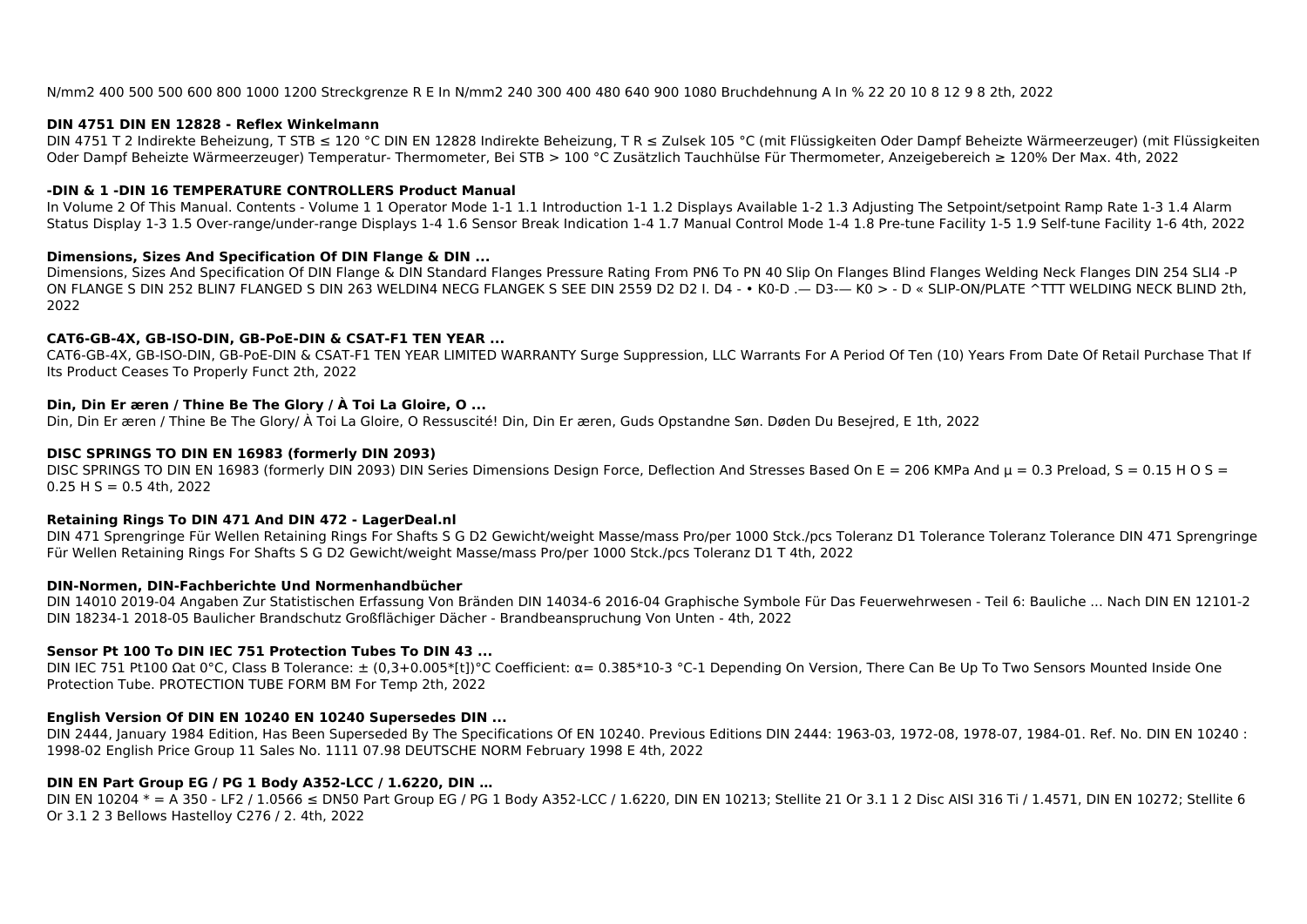N/mm2 400 500 500 600 800 1000 1200 Streckgrenze R E In N/mm2 240 300 400 480 640 900 1080 Bruchdehnung A In % 22 20 10 8 12 9 8 2th, 2022

### DIN 4751 DIN EN 12828 - Reflex Winkelmann

DIN 4751 T 2 Indirekte Beheizung, T STB ≤ 120 °C DIN EN 12828 Indirekte Beheizung, T R ≤ Zulsek 105 °C (mit Flüssigkeiten Oder Dampf Beheizte Wärmeerzeuger) (mit Flüssigkeiten Oder Dampf Beheizte Wärmeerzeuger) Temperatur- Thermometer, Bei STB > 100 °C Zusätzlich Tauchhülse Für Thermometer, Anzeigebereich ≥ 120% Der Max. 4th, 2022

### -DIN & 1 -DIN 16 TEMPERATURE CONTROLLERS Product Manual

In Volume 2 Of This Manual. Contents - Volume 1 1 Operator Mode 1-1 1.1 Introduction 1-1 1.2 Displays Available 1-2 1.3 Adjusting The Setpoint/setpoint Ramp Rate 1-3 1.4 Alarm Status Display 1-3 1.5 Over-range/under-range Displays 1-4 1.6 Sensor Break Indication 1-4 1.7 Manual Control Mode 1-4 1.8 Pre-tune Facility 1-5 1.9 Self-tune Facility 1-6 4th, 2022

### Dimensions, Sizes And Specification Of DIN Flange & DIN ...

Dimensions, Sizes And Specification Of DIN Flange & DIN Standard Flanges Pressure Rating From PN6 To PN 40 Slip On Flanges Blind Flanges Welding Neck Flanges DIN 254 SLI4 -P ON FLANGE S DIN 252 BLIN7 FLANGED S DIN 263 WELDIN4 NECG FLANGEK S SEE DIN 2559 D2 D2 I. D4 - • K0-D .— D3-— K0 > - D « SLIP-ON/PLATE ^TTT WELDING NECK BLIND 2th, 2022

### CAT6-GB-4X, GB-ISO-DIN, GB-PoE-DIN & CSAT-F1 TEN YEAR ...

CAT6-GB-4X, GB-ISO-DIN, GB-PoE-DIN & CSAT-F1 TEN YEAR LIMITED WARRANTY Surge Suppression, LLC Warrants For A Period Of Ten (10) Years From Date Of Retail Purchase That If Its Product Ceases To Properly Funct 2th, 2022

### Din, Din Er æren / Thine Be The Glory / À Toi La Gloire, O ...

Din, Din Er æren / Thine Be The Glory/ À Toi La Gloire, O Ressuscité! Din, Din Er æren, Guds Opstandne Søn. Døden Du Besejred, E 1th, 2022

### DISC SPRINGS TO DIN EN 16983 (formerly DIN 2093)

DISC SPRINGS TO DIN EN 16983 (formerly DIN 2093) DIN Series Dimensions Design Force, Deflection And Stresses Based On E = 206 KMPa And μ = 0.3 Preload, S = 0.15 H O S = 0.25 H S = 0.5 4th, 2022

### Retaining Rings To DIN 471 And DIN 472 - LagerDeal.nl

DIN 471 Sprengringe Für Wellen Retaining Rings For Shafts S G D2 Gewicht/weight Masse/mass Pro/per 1000 Stck./pcs Toleranz D1 Tolerance Toleranz Tolerance DIN 471 Sprengringe Für Wellen Retaining Rings For Shafts S G D2 Gewicht/weight Masse/mass Pro/per 1000 Stck./pcs Toleranz D1 T 4th, 2022

### DIN-Normen, DIN-Fachberichte Und Normenhandbücher

DIN 14010 2019-04 Angaben Zur Statistischen Erfassung Von Bränden DIN 14034-6 2016-04 Graphische Symbole Für Das Feuerwehrwesen - Teil 6: Bauliche ... Nach DIN EN 12101-2 DIN 18234-1 2018-05 Baulicher Brandschutz Großflächiger Dächer - Brandbeanspruchung Von Unten - 4th, 2022

### Sensor Pt 100 To DIN IEC 751 Protection Tubes To DIN 43 ...

DIN IEC 751 Pt100 Ωat 0°C, Class B Tolerance: ± (0,3+0.005*[t])°C Coefficient: α= 0.385*10-3 °C-1 Depending On Version, There Can Be Up To Two Sensors Mounted Inside One Protection Tube. PROTECTION TUBE FORM BM For Temp 2th, 2022

### English Version Of DIN EN 10240 EN 10240 Supersedes DIN ...

DIN 2444, January 1984 Edition, Has Been Superseded By The Specifications Of EN 10240. Previous Editions DIN 2444: 1963-03, 1972-08, 1978-07, 1984-01. Ref. No. DIN EN 10240 : 1998-02 English Price Group 11 Sales No. 1111 07.98 DEUTSCHE NORM February 1998 E 4th, 2022

### DIN EN Part Group EG / PG 1 Body A352-LCC / 1.6220, DIN ...

DIN EN 10204 * = A 350 - LF2 / 1.0566 ≤ DN50 Part Group EG / PG 1 Body A352-LCC / 1.6220, DIN EN 10213; Stellite 21 Or 3.1 1 2 Disc AISI 316 Ti / 1.4571, DIN EN 10272; Stellite 6 Or 3.1 2 3 Bellows Hastelloy C276 / 2. 4th, 2022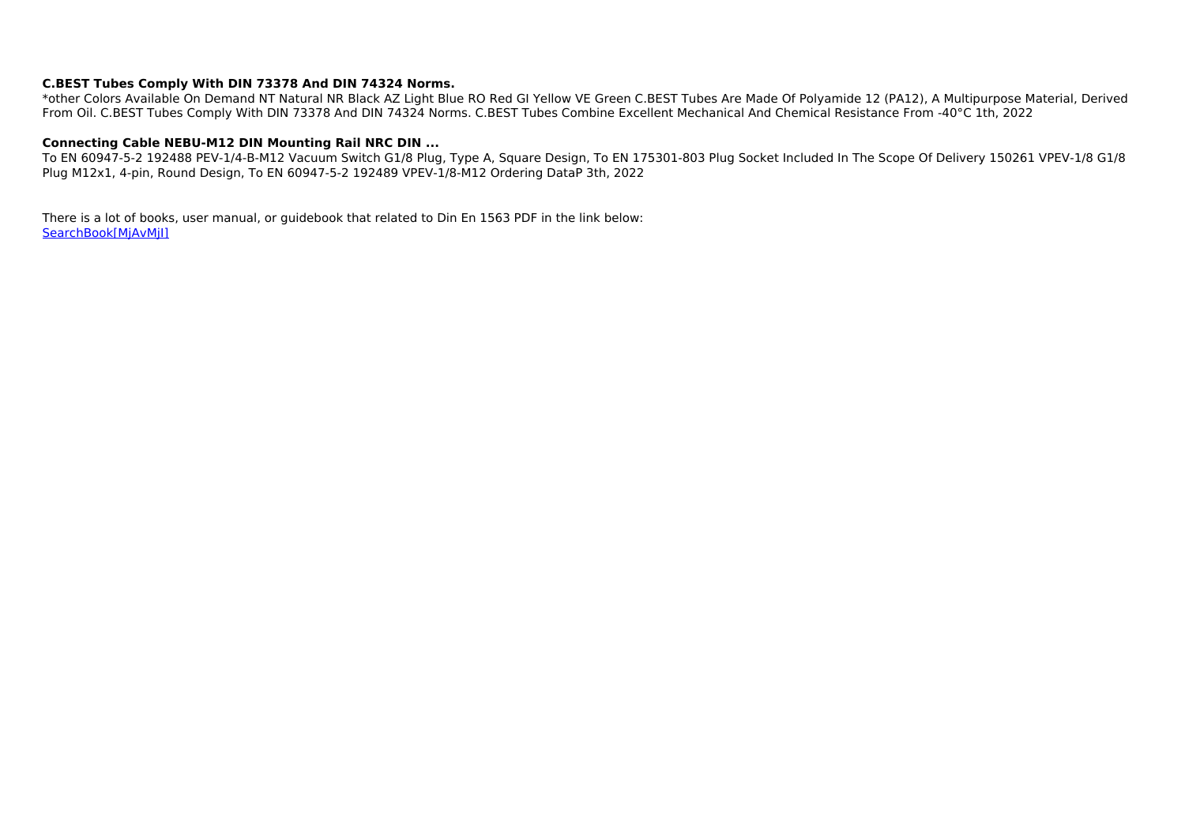**C.BEST Tubes Comply With DIN 73378 And DIN 74324 Norms.**

*other Colors Available On Demand NT Natural NR Black AZ Light Blue RO Red GI Yellow VE Green C.BEST Tubes Are Made Of Polyamide 12 (PA12), A Multipurpose Material, Derived From Oil. C.BEST Tubes Comply With DIN 73378 And DIN 74324 Norms. C.BEST Tubes Combine Excellent Mechanical And Chemical Resistance From -40°C 1th, 2022

**Connecting Cable NEBU-M12 DIN Mounting Rail NRC DIN ...**

To EN 60947-5-2 192488 PEV-1/4-B-M12 Vacuum Switch G1/8 Plug, Type A, Square Design, To EN 175301-803 Plug Socket Included In The Scope Of Delivery 150261 VPEV-1/8 G1/8 Plug M12x1, 4-pin, Round Design, To EN 60947-5-2 192489 VPEV-1/8-M12 Ordering DataP 3th, 2022

There is a lot of books, user manual, or guidebook that related to Din En 1563 PDF in the link below:
[SearchBook[MjAvMjI]]